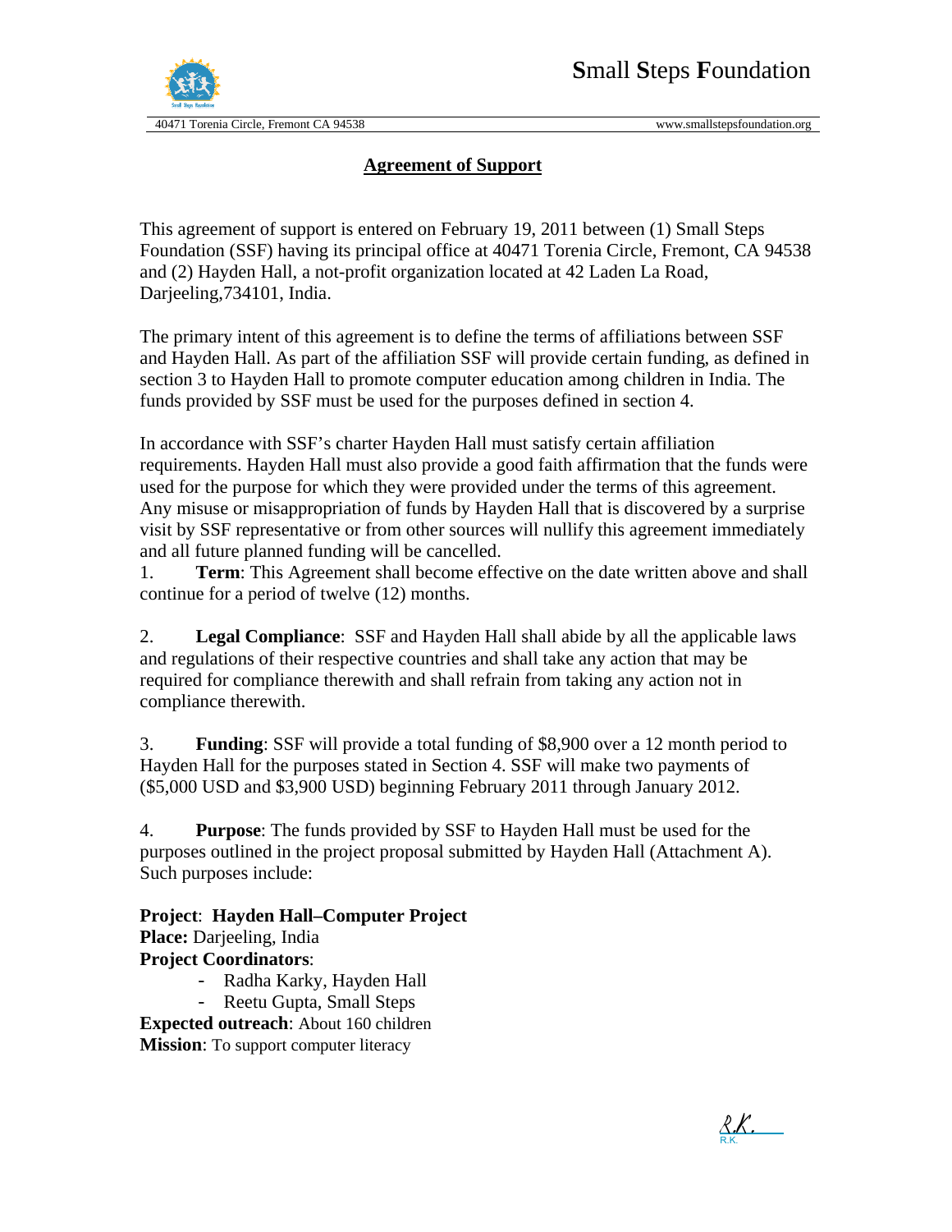# Small Steps Foundation

40471 Torenia Circle, Fremont CA 94538 www.smallstepsfoundation.org

## Agreement of Support

This agreement of support is entered on February 19, 2011 between (1) Small Steps Foundation (SSF) having its principal office at 40471 Torenia Circle, Fremont, CA 94538 and (2) Hayden Hall, a not-profit organization located at 42 Laden La Road, Darjeeling,734101, India.

The primary intent of this agreement is to define the terms of affiliations between SSF and Hayden Hall. As part of the affiliation SSF will provide certain funding, as defined in section 3 to Hayden Hall to promote computer education among children in India. The funds provided by SSF must be used for the purposes defined in section 4.

In accordance with SSF's charter Hayden Hall must satisfy certain affiliation requirements. Hayden Hall must also provide a good faith affirmation that the funds were used for the purpose for which they were provided under the terms of this agreement. Any misuse or misappropriation of funds by Hayden Hall that is discovered by a surprise visit by SSF representative or from other sources will nullify this agreement immediately and all future planned funding will be cancelled.

1. **Term**: This Agreement shall become effective on the date written above and shall continue for a period of twelve (12) months.

2. **Legal Compliance**: SSF and Hayden Hall shall abide by all the applicable laws and regulations of their respective countries and shall take any action that may be required for compliance therewith and shall refrain from taking any action not in compliance therewith.

3. **Funding**: SSF will provide a total funding of $8,900 over a 12 month period to Hayden Hall for the purposes stated in Section 4. SSF will make two payments of ($5,000 USD and $3,900 USD) beginning February 2011 through January 2012.

4. **Purpose**: The funds provided by SSF to Hayden Hall must be used for the purposes outlined in the project proposal submitted by Hayden Hall (Attachment A). Such purposes include:

**Project**: **Hayden Hall–Computer Project**
**Place:** Darjeeling, India
**Project Coordinators**:

- Radha Karky, Hayden Hall
- Reetu Gupta, Small Steps

**Expected outreach**: About 160 children
**Mission**: To support computer literacy

R.K.
R.K.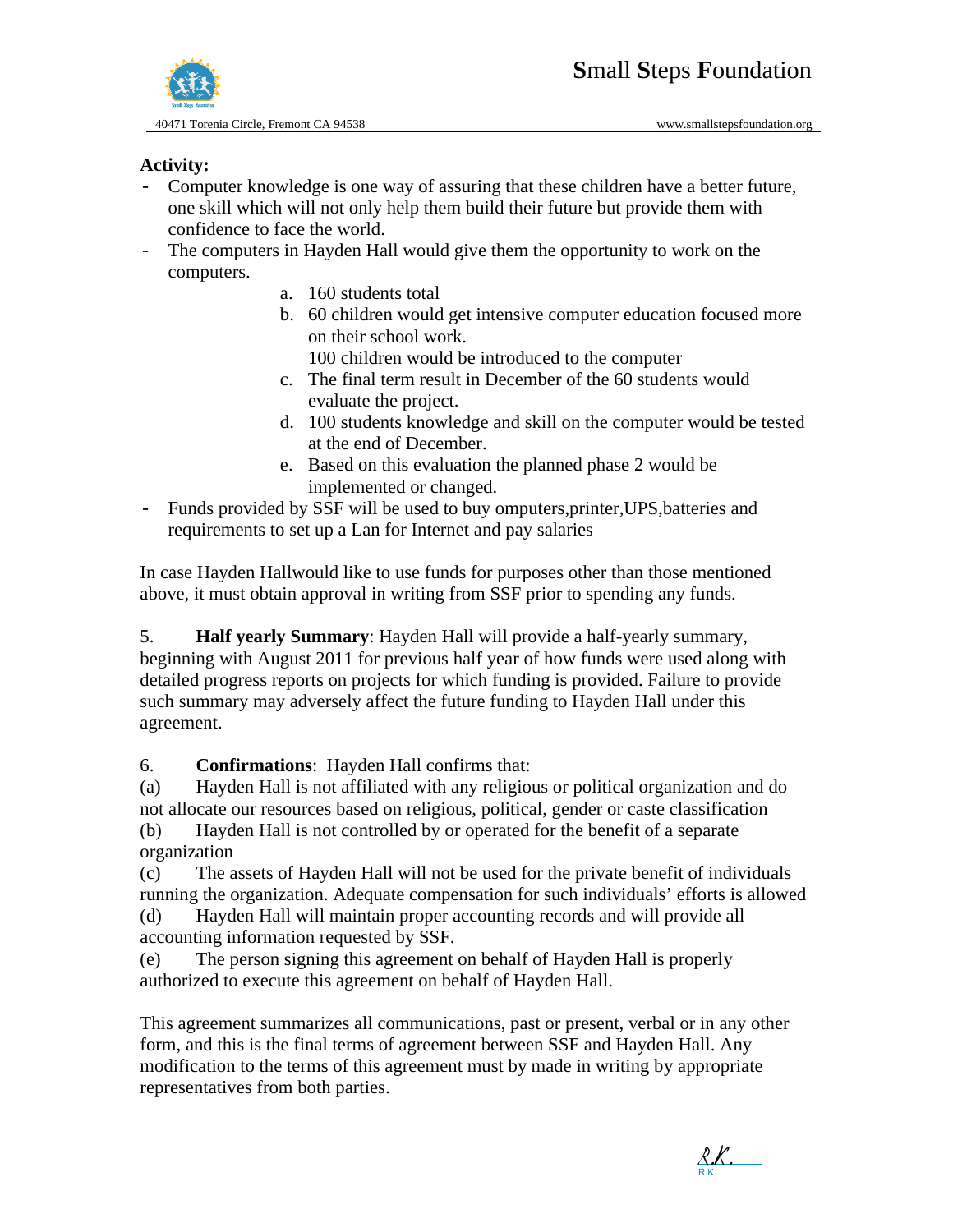**Activity:**

- Computer knowledge is one way of assuring that these children have a better future, one skill which will not only help them build their future but provide them with confidence to face the world.
- The computers in Hayden Hall would give them the opportunity to work on the computers.
    a. 160 students total
    b. 60 children would get intensive computer education focused more on their school work.
       100 children would be introduced to the computer
    c. The final term result in December of the 60 students would evaluate the project.
    d. 100 students knowledge and skill on the computer would be tested at the end of December.
    e. Based on this evaluation the planned phase 2 would be implemented or changed.
- Funds provided by SSF will be used to buy omputers,printer,UPS,batteries and requirements to set up a Lan for Internet and pay salaries

In case Hayden Hallwould like to use funds for purposes other than those mentioned above, it must obtain approval in writing from SSF prior to spending any funds.

5. **Half yearly Summary**: Hayden Hall will provide a half-yearly summary, beginning with August 2011 for previous half year of how funds were used along with detailed progress reports on projects for which funding is provided. Failure to provide such summary may adversely affect the future funding to Hayden Hall under this agreement.

6. **Confirmations**: Hayden Hall confirms that:

(a) Hayden Hall is not affiliated with any religious or political organization and do not allocate our resources based on religious, political, gender or caste classification

(b) Hayden Hall is not controlled by or operated for the benefit of a separate organization

(c) The assets of Hayden Hall will not be used for the private benefit of individuals running the organization. Adequate compensation for such individuals' efforts is allowed

(d) Hayden Hall will maintain proper accounting records and will provide all accounting information requested by SSF.

(e) The person signing this agreement on behalf of Hayden Hall is properly authorized to execute this agreement on behalf of Hayden Hall.

This agreement summarizes all communications, past or present, verbal or in any other form, and this is the final terms of agreement between SSF and Hayden Hall. Any modification to the terms of this agreement must by made in writing by appropriate representatives from both parties.

R.K.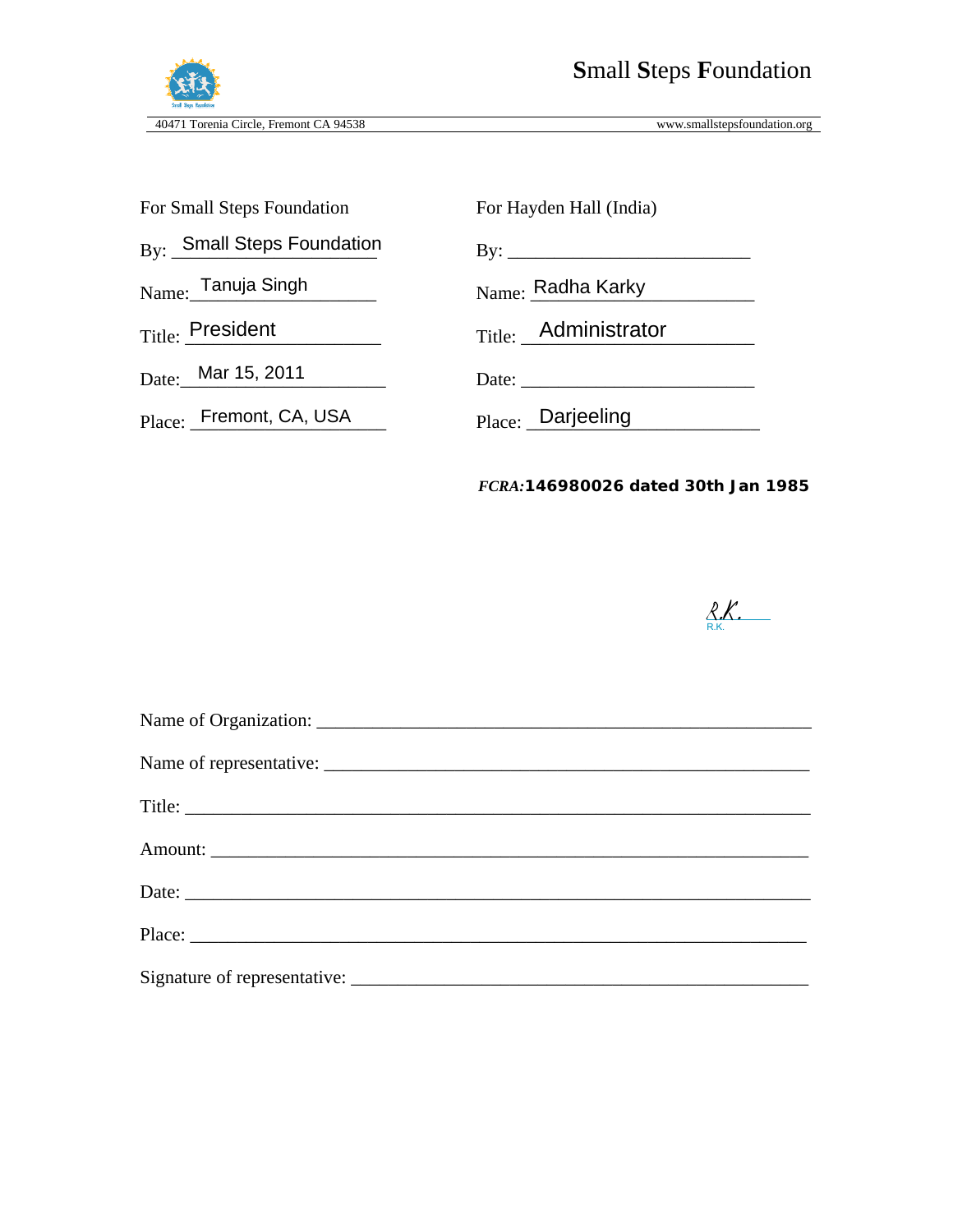| For Small Steps Foundation | For Hayden Hall (India) |
|---|---|
| By: Small Steps Foundation | By: ________________________ |
| Name: Tanuja Singh | Name: Radha Karky |
| Title: President | Title: Administrator |
| Date: Mar 15, 2011 | Date: ________________________ |
| Place: Fremont, CA, USA | Place: Darjeeling |

***FCRA:*** **146980026 dated 30th Jan 1985**

R.K.

R.K.

Name of Organization: ________________________________________________

Name of representative: ________________________________________________

Title: ________________________________________________

Amount: ________________________________________________

Date: ________________________________________________

Place: ________________________________________________

Signature of representative: ________________________________________________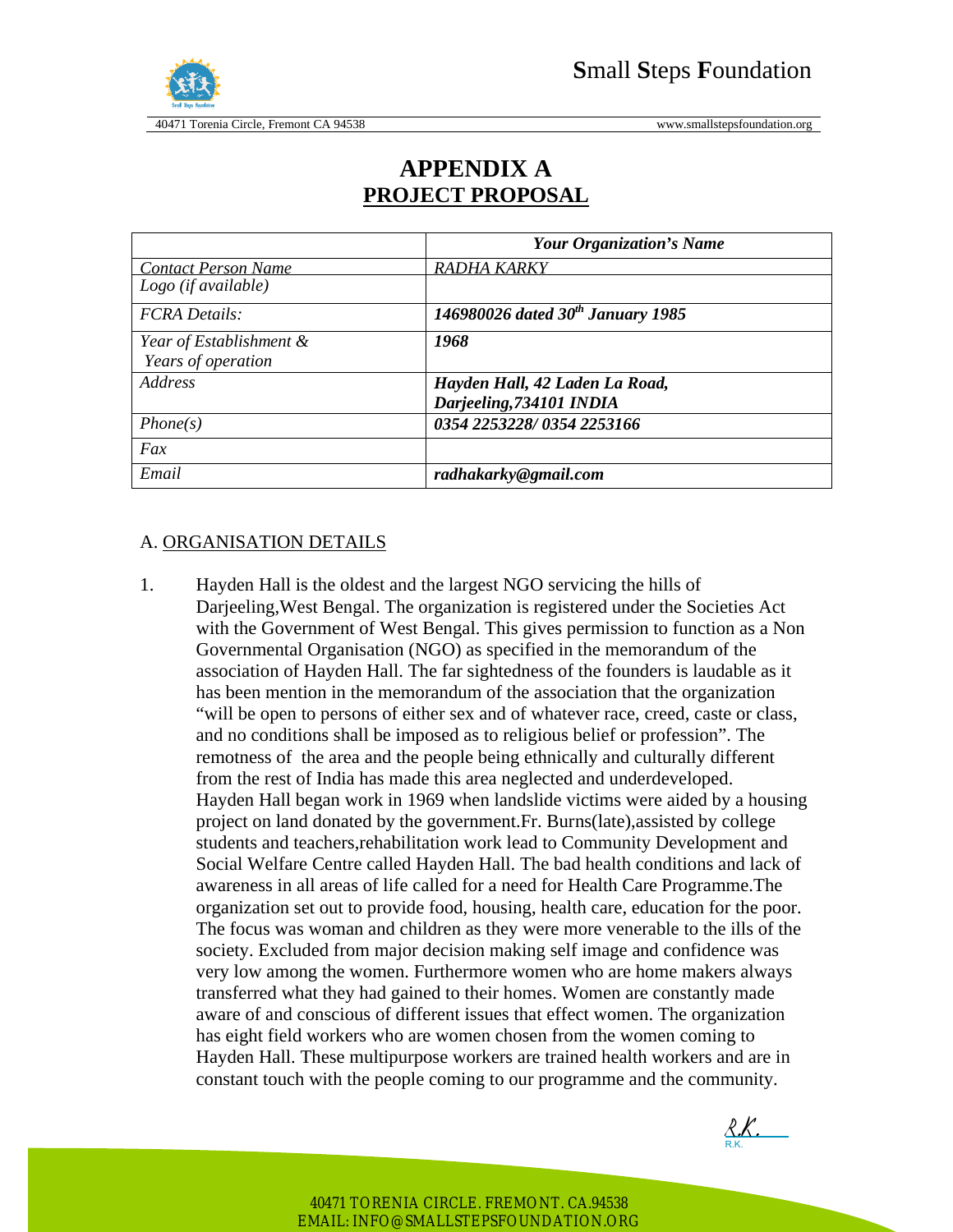# APPENDIX A
## PROJECT PROPOSAL

| | *Your Organization's Name* |
|---|---|
| *Contact Person Name* | *RADHA KARKY* |
| *Logo (if available)* | |
| *FCRA Details:* | ***146980026 dated 30th January 1985*** |
| *Year of Establishment & Years of operation* | ***1968*** |
| *Address* | ***Hayden Hall, 42 Laden La Road, Darjeeling,734101 INDIA*** |
| *Phone(s)* | ***0354 2253228/ 0354 2253166*** |
| *Fax* | |
| *Email* | ***radhakarky@gmail.com*** |

A. ORGANISATION DETAILS

1. Hayden Hall is the oldest and the largest NGO servicing the hills of Darjeeling,West Bengal. The organization is registered under the Societies Act with the Government of West Bengal. This gives permission to function as a Non Governmental Organisation (NGO) as specified in the memorandum of the association of Hayden Hall. The far sightedness of the founders is laudable as it has been mention in the memorandum of the association that the organization "will be open to persons of either sex and of whatever race, creed, caste or class, and no conditions shall be imposed as to religious belief or profession". The remotness of the area and the people being ethnically and culturally different from the rest of India has made this area neglected and underdeveloped. Hayden Hall began work in 1969 when landslide victims were aided by a housing project on land donated by the government.Fr. Burns(late),assisted by college students and teachers,rehabilitation work lead to Community Development and Social Welfare Centre called Hayden Hall. The bad health conditions and lack of awareness in all areas of life called for a need for Health Care Programme.The organization set out to provide food, housing, health care, education for the poor. The focus was woman and children as they were more venerable to the ills of the society. Excluded from major decision making self image and confidence was very low among the women. Furthermore women who are home makers always transferred what they had gained to their homes. Women are constantly made aware of and conscious of different issues that effect women. The organization has eight field workers who are women chosen from the women coming to Hayden Hall. These multipurpose workers are trained health workers and are in constant touch with the people coming to our programme and the community.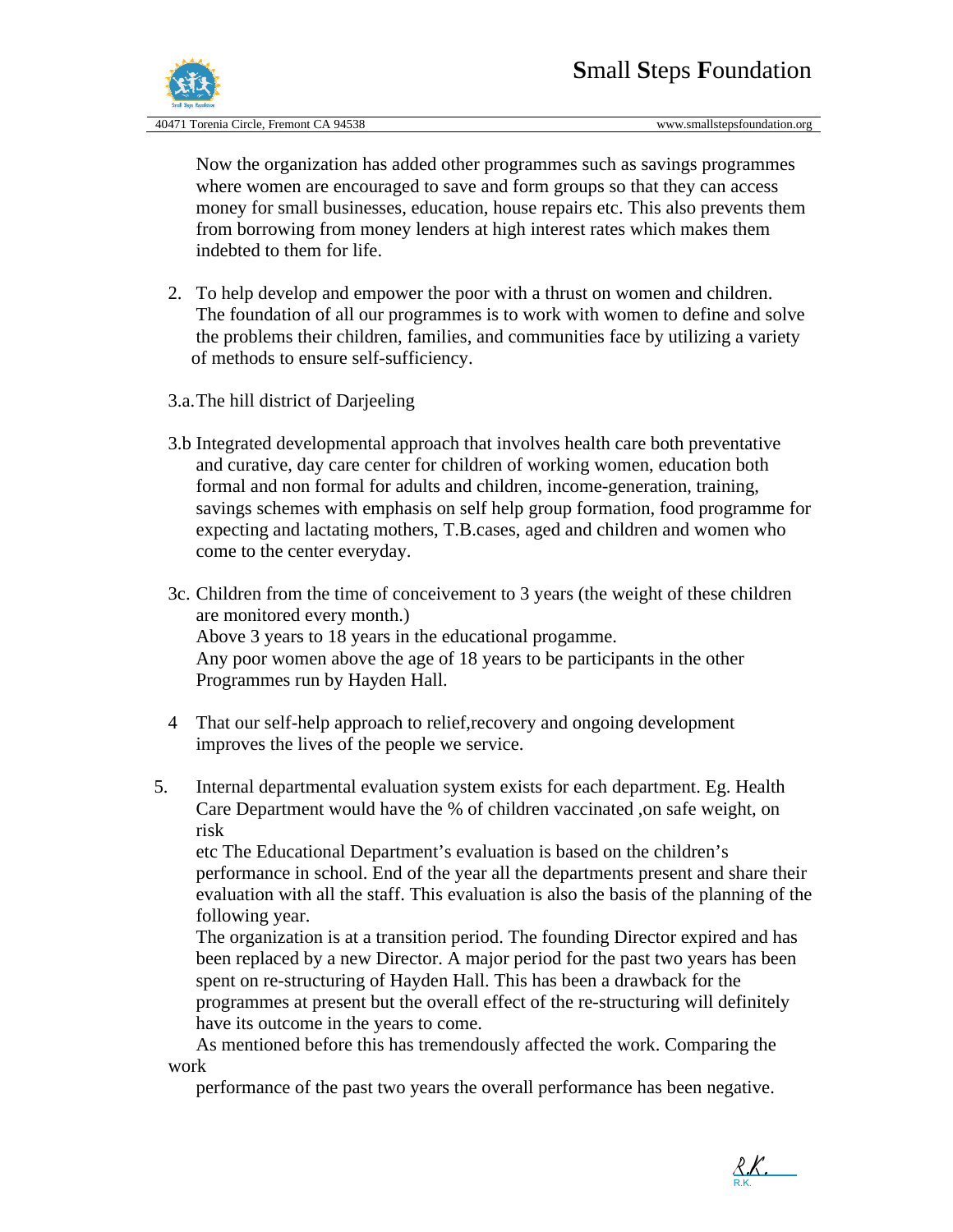Now the organization has added other programmes such as savings programmes where women are encouraged to save and form groups so that they can access money for small businesses, education, house repairs etc. This also prevents them from borrowing from money lenders at high interest rates which makes them indebted to them for life.

2. To help develop and empower the poor with a thrust on women and children. The foundation of all our programmes is to work with women to define and solve the problems their children, families, and communities face by utilizing a variety of methods to ensure self-sufficiency.

3.a. The hill district of Darjeeling

3.b Integrated developmental approach that involves health care both preventative and curative, day care center for children of working women, education both formal and non formal for adults and children, income-generation, training, savings schemes with emphasis on self help group formation, food programme for expecting and lactating mothers, T.B.cases, aged and children and women who come to the center everyday.

3c. Children from the time of conceivement to 3 years (the weight of these children are monitored every month.)
Above 3 years to 18 years in the educational progamme.
Any poor women above the age of 18 years to be participants in the other Programmes run by Hayden Hall.

4 That our self-help approach to relief,recovery and ongoing development improves the lives of the people we service.

5. Internal departmental evaluation system exists for each department. Eg. Health Care Department would have the % of children vaccinated ,on safe weight, on risk
etc The Educational Department's evaluation is based on the children's performance in school. End of the year all the departments present and share their evaluation with all the staff. This evaluation is also the basis of the planning of the following year.
The organization is at a transition period. The founding Director expired and has been replaced by a new Director. A major period for the past two years has been spent on re-structuring of Hayden Hall. This has been a drawback for the programmes at present but the overall effect of the re-structuring will definitely have its outcome in the years to come.
As mentioned before this has tremendously affected the work. Comparing the work
performance of the past two years the overall performance has been negative.

R.K.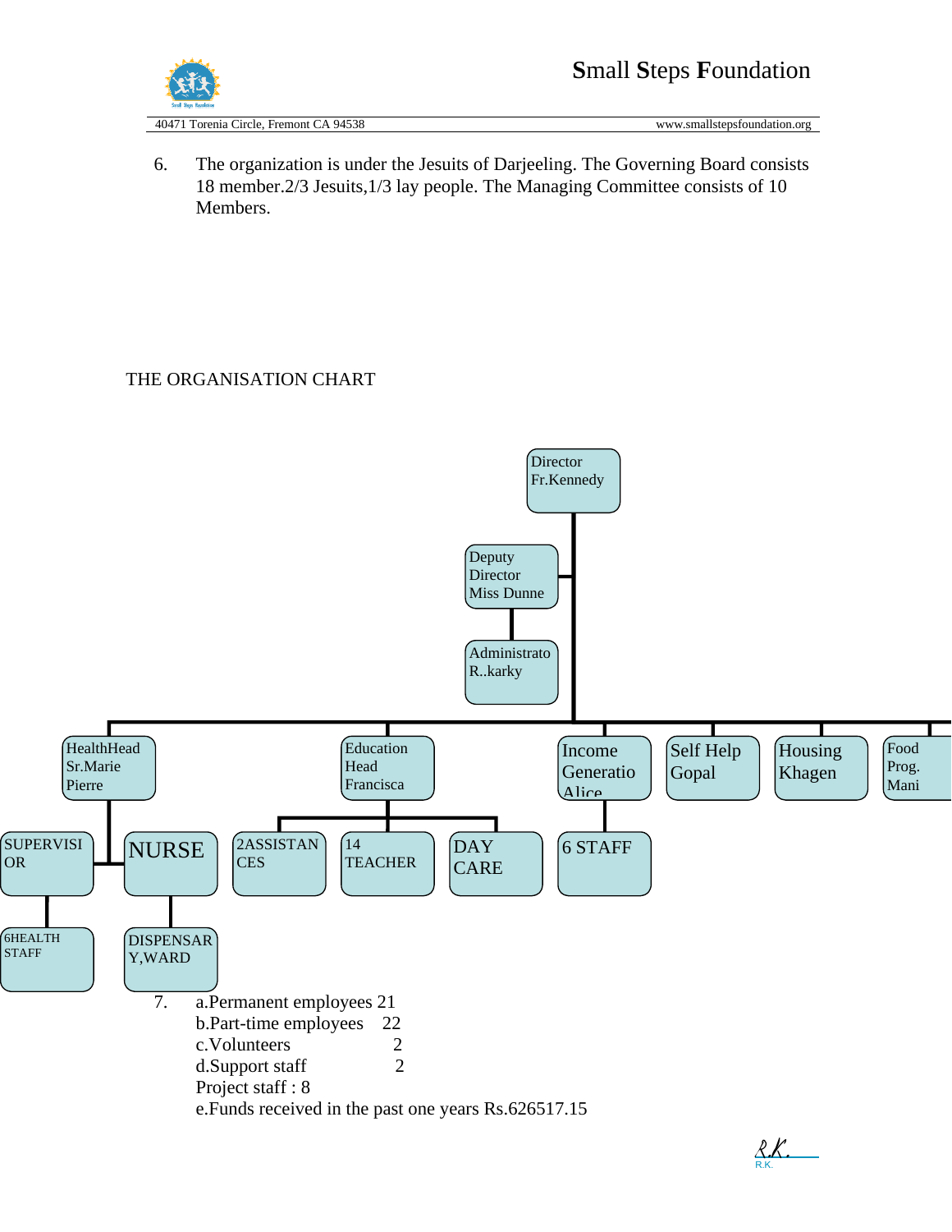6. The organization is under the Jesuits of Darjeeling. The Governing Board consists 18 member.2/3 Jesuits,1/3 lay people. The Managing Committee consists of 10 Members.

THE ORGANISATION CHART

Director
Fr.Kennedy

Deputy
Director
Miss Dunne

Administrato
R..karky

HealthHead
Sr.Marie
Pierre

Education
Head
Francisca

Income
Generatio
Alice

Self Help
Gopal

Housing
Khagen

Food
Prog.
Mani

SUPERVISI
OR

NURSE

2ASSISTAN
CES

14
TEACHER

DAY
CARE

6 STAFF

6HEALTH
STAFF

DISPENSAR
Y,WARD

7. a.Permanent employees 21
   b.Part-time employees 22
   c.Volunteers 2
   d.Support staff 2
   Project staff : 8
   e.Funds received in the past one years Rs.626517.15

R.K.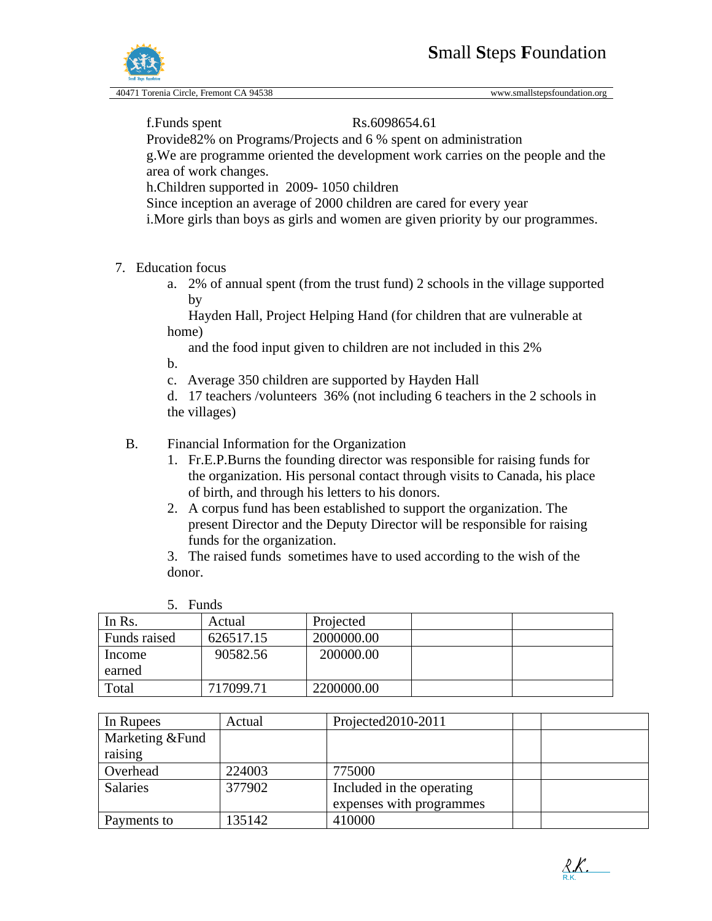f.Funds spent Rs.6098654.61

Provide82% on Programs/Projects and 6 % spent on administration

g.We are programme oriented the development work carries on the people and the area of work changes.

h.Children supported in 2009- 1050 children

Since inception an average of 2000 children are cared for every year

i.More girls than boys as girls and women are given priority by our programmes.

7. Education focus
   a. 2% of annual spent (from the trust fund) 2 schools in the village supported by
      Hayden Hall, Project Helping Hand (for children that are vulnerable at home)
      and the food input given to children are not included in this 2%
   b.
   c. Average 350 children are supported by Hayden Hall
   d. 17 teachers /volunteers 36% (not including 6 teachers in the 2 schools in the villages)

B. Financial Information for the Organization
   1. Fr.E.P.Burns the founding director was responsible for raising funds for the organization. His personal contact through visits to Canada, his place of birth, and through his letters to his donors.
   2. A corpus fund has been established to support the organization. The present Director and the Deputy Director will be responsible for raising funds for the organization.
   3. The raised funds sometimes have to used according to the wish of the donor.

   5. Funds

| In Rs. | Actual | Projected | | |
|---|---|---|---|---|
| Funds raised | 626517.15 | 2000000.00 | | |
| Income earned | 90582.56 | 200000.00 | | |
| Total | 717099.71 | 2200000.00 | | |

| In Rupees | Actual | Projected2010-2011 | | |
|---|---|---|---|---|
| Marketing &Fund raising | | | | |
| Overhead | 224003 | 775000 | | |
| Salaries | 377902 | Included in the operating expenses with programmes | | |
| Payments to | 135142 | 410000 | | |

R.K.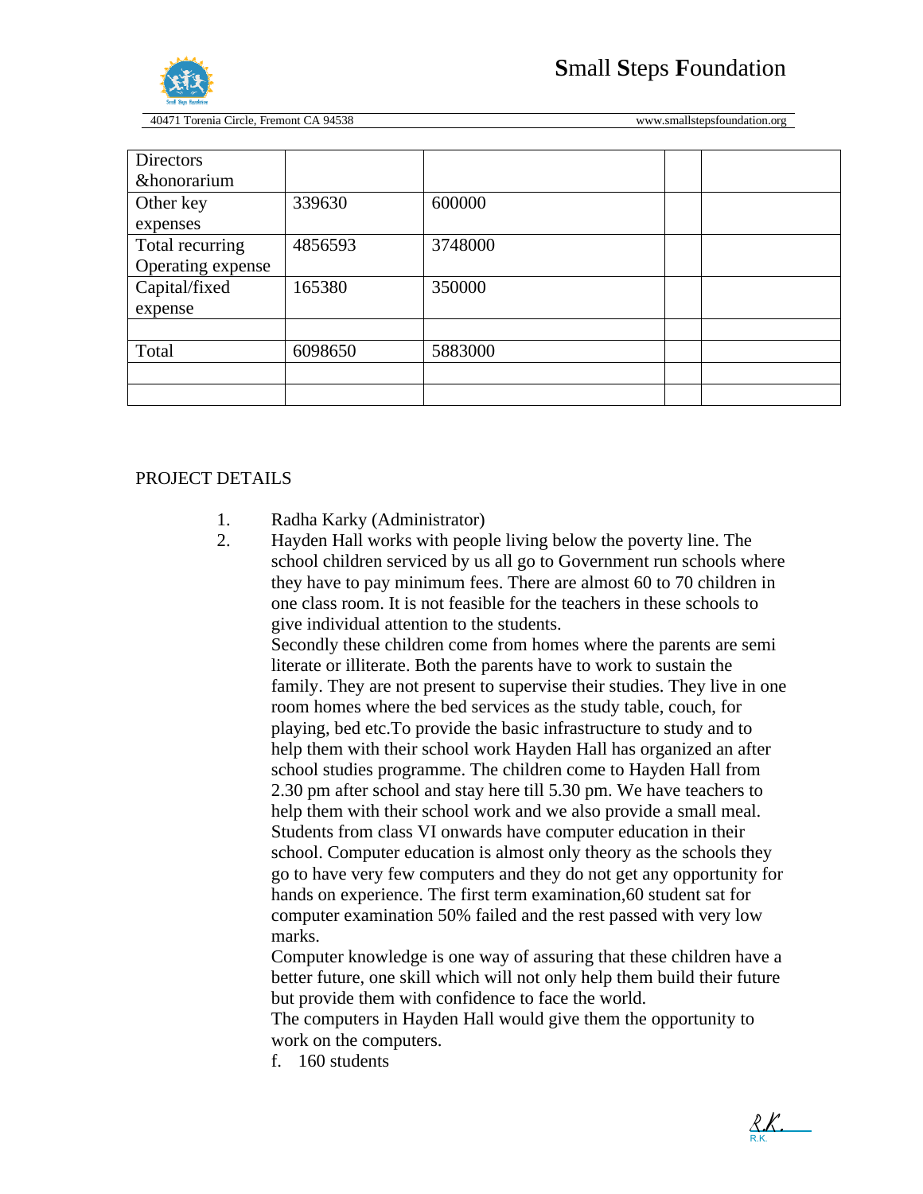| Directors &honorarium | | | | |
|---|---|---|---|---|
| Other key expenses | 339630 | 600000 | | |
| Total recurring Operating expense | 4856593 | 3748000 | | |
| Capital/fixed expense | 165380 | 350000 | | |
| | | | | |
| Total | 6098650 | 5883000 | | |
| | | | | |
| | | | | |

PROJECT DETAILS

1. Radha Karky (Administrator)
2. Hayden Hall works with people living below the poverty line. The school children serviced by us all go to Government run schools where they have to pay minimum fees. There are almost 60 to 70 children in one class room. It is not feasible for the teachers in these schools to give individual attention to the students.
   Secondly these children come from homes where the parents are semi literate or illiterate. Both the parents have to work to sustain the family. They are not present to supervise their studies. They live in one room homes where the bed services as the study table, couch, for playing, bed etc.To provide the basic infrastructure to study and to help them with their school work Hayden Hall has organized an after school studies programme. The children come to Hayden Hall from 2.30 pm after school and stay here till 5.30 pm. We have teachers to help them with their school work and we also provide a small meal. Students from class VI onwards have computer education in their school. Computer education is almost only theory as the schools they go to have very few computers and they do not get any opportunity for hands on experience. The first term examination,60 student sat for computer examination 50% failed and the rest passed with very low marks.
   Computer knowledge is one way of assuring that these children have a better future, one skill which will not only help them build their future but provide them with confidence to face the world.
   The computers in Hayden Hall would give them the opportunity to work on the computers.
   f. 160 students

R.K.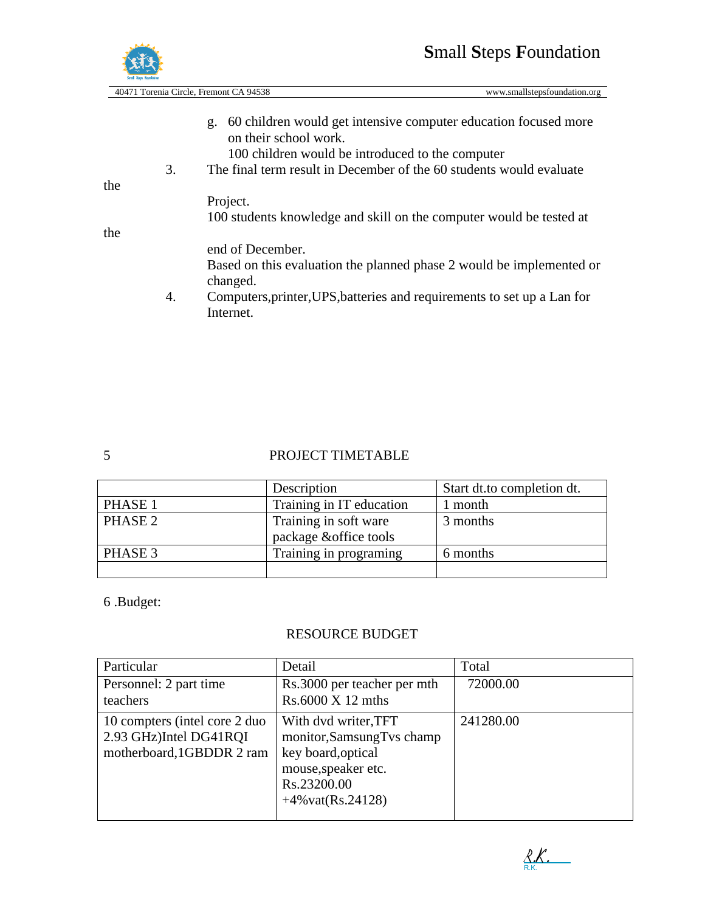g. 60 children would get intensive computer education focused more on their school work.
   100 children would be introduced to the computer

3. The final term result in December of the 60 students would evaluate the Project.
   100 students knowledge and skill on the computer would be tested at the end of December.
   Based on this evaluation the planned phase 2 would be implemented or changed.

4. Computers,printer,UPS,batteries and requirements to set up a Lan for Internet.

5 PROJECT TIMETABLE

| | Description | Start dt.to completion dt. |
|---|---|---|
| PHASE 1 | Training in IT education | 1 month |
| PHASE 2 | Training in soft ware package &office tools | 3 months |
| PHASE 3 | Training in programing | 6 months |
| | | |

6 .Budget:

RESOURCE BUDGET

| Particular | Detail | Total |
|---|---|---|
| Personnel: 2 part time teachers | Rs.3000 per teacher per mth Rs.6000 X 12 mths | 72000.00 |
| 10 compters (intel core 2 duo 2.93 GHz)Intel DG41RQI motherboard,1GBDDR 2 ram | With dvd writer,TFT monitor,SamsungTvs champ key board,optical mouse,speaker etc. Rs.23200.00 +4%vat(Rs.24128) | 241280.00 |

R.K.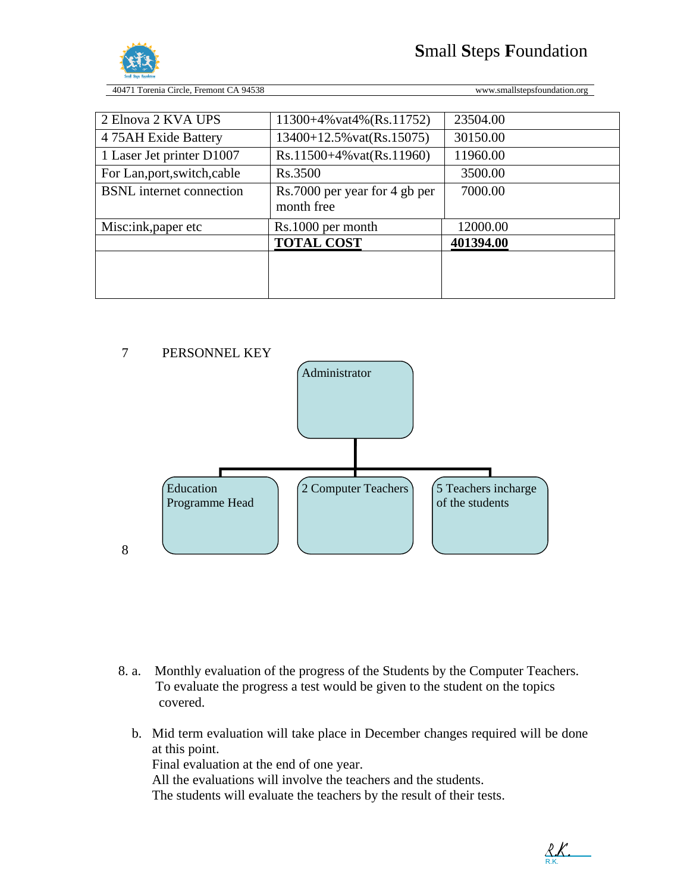| 2 Elnova 2 KVA UPS | 11300+4%vat4%(Rs.11752) | 23504.00 |
|---|---|---|
| 4 75AH Exide Battery | 13400+12.5%vat(Rs.15075) | 30150.00 |
| 1 Laser Jet printer D1007 | Rs.11500+4%vat(Rs.11960) | 11960.00 |
| For Lan,port,switch,cable | Rs.3500 | 3500.00 |
| BSNL internet connection | Rs.7000 per year for 4 gb per month free | 7000.00 |
| Misc:ink,paper etc | Rs.1000 per month | 12000.00 |
| | **TOTAL COST** | **401394.00** |
| | | |

7 PERSONNEL KEY

- Administrator
  - Education Programme Head
  - 2 Computer Teachers
  - 5 Teachers incharge of the students

8

8. a. Monthly evaluation of the progress of the Students by the Computer Teachers. To evaluate the progress a test would be given to the student on the topics covered.

   b. Mid term evaluation will take place in December changes required will be done at this point.
   Final evaluation at the end of one year.
   All the evaluations will involve the teachers and the students.
   The students will evaluate the teachers by the result of their tests.

R.K.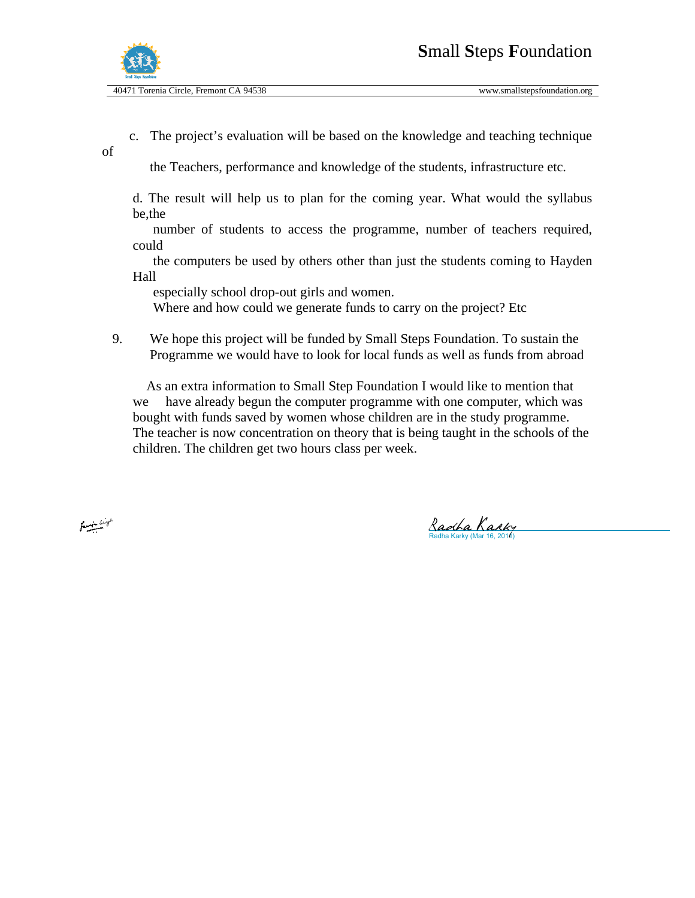c. The project's evaluation will be based on the knowledge and teaching technique of the Teachers, performance and knowledge of the students, infrastructure etc.

d. The result will help us to plan for the coming year. What would the syllabus be,the number of students to access the programme, number of teachers required, could the computers be used by others other than just the students coming to Hayden Hall especially school drop-out girls and women.
Where and how could we generate funds to carry on the project? Etc

9. We hope this project will be funded by Small Steps Foundation. To sustain the Programme we would have to look for local funds as well as funds from abroad

As an extra information to Small Step Foundation I would like to mention that we have already begun the computer programme with one computer, which was bought with funds saved by women whose children are in the study programme. The teacher is now concentration on theory that is being taught in the schools of the children. The children get two hours class per week.

Radha Karky
Radha Karky (Mar 16, 2014)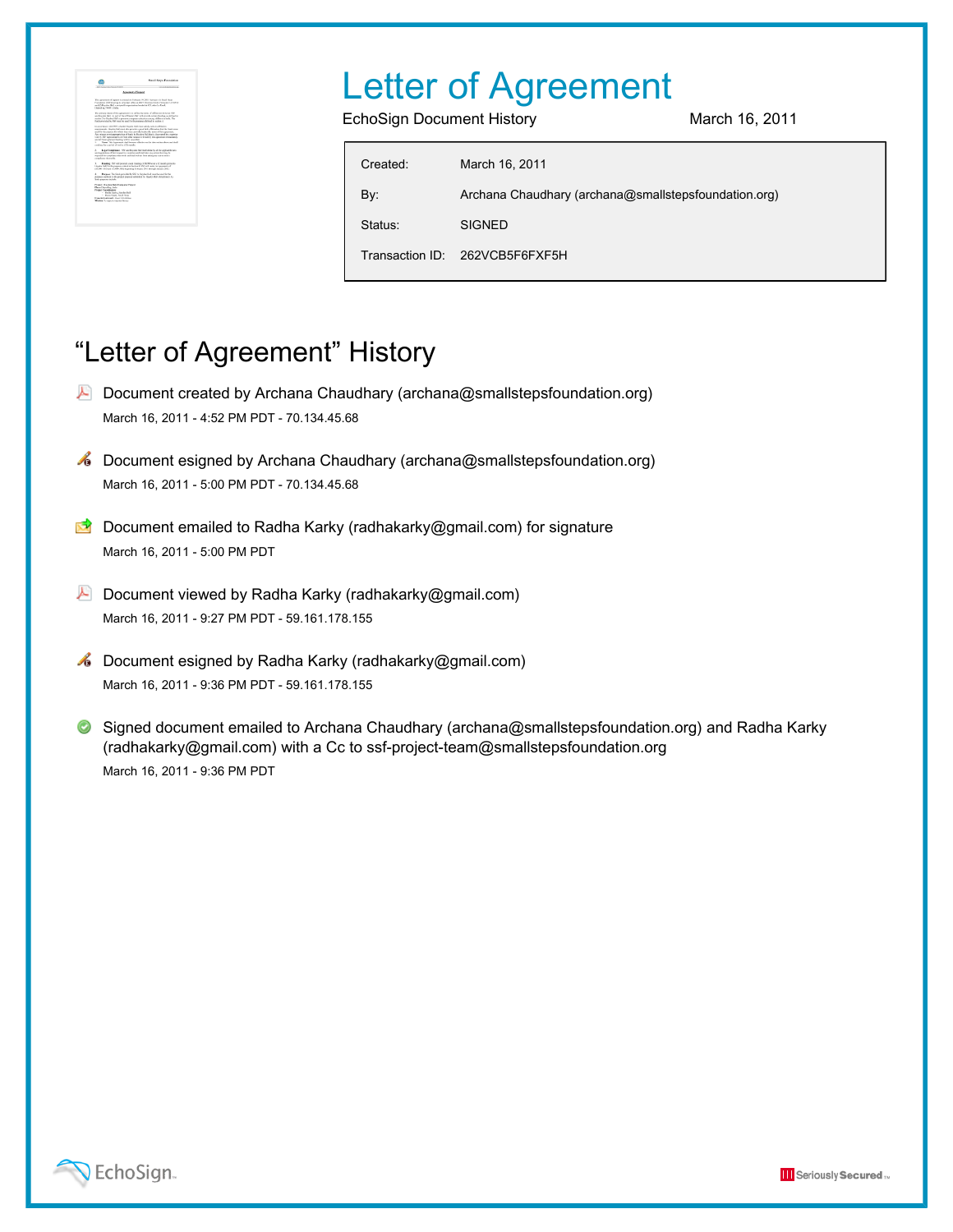# Letter of Agreement

EchoSign Document History — March 16, 2011

| | |
|---|---|
| Created: | March 16, 2011 |
| By: | Archana Chaudhary (archana@smallstepsfoundation.org) |
| Status: | SIGNED |
| Transaction ID: | 262VCB5F6FXF5H |

## "Letter of Agreement" History

- Document created by Archana Chaudhary (archana@smallstepsfoundation.org)
  March 16, 2011 - 4:52 PM PDT - 70.134.45.68

- Document esigned by Archana Chaudhary (archana@smallstepsfoundation.org)
  March 16, 2011 - 5:00 PM PDT - 70.134.45.68

- Document emailed to Radha Karky (radhakarky@gmail.com) for signature
  March 16, 2011 - 5:00 PM PDT

- Document viewed by Radha Karky (radhakarky@gmail.com)
  March 16, 2011 - 9:27 PM PDT - 59.161.178.155

- Document esigned by Radha Karky (radhakarky@gmail.com)
  March 16, 2011 - 9:36 PM PDT - 59.161.178.155

- Signed document emailed to Archana Chaudhary (archana@smallstepsfoundation.org) and Radha Karky (radhakarky@gmail.com) with a Cc to ssf-project-team@smallstepsfoundation.org
  March 16, 2011 - 9:36 PM PDT

EchoSign

Seriously Secured